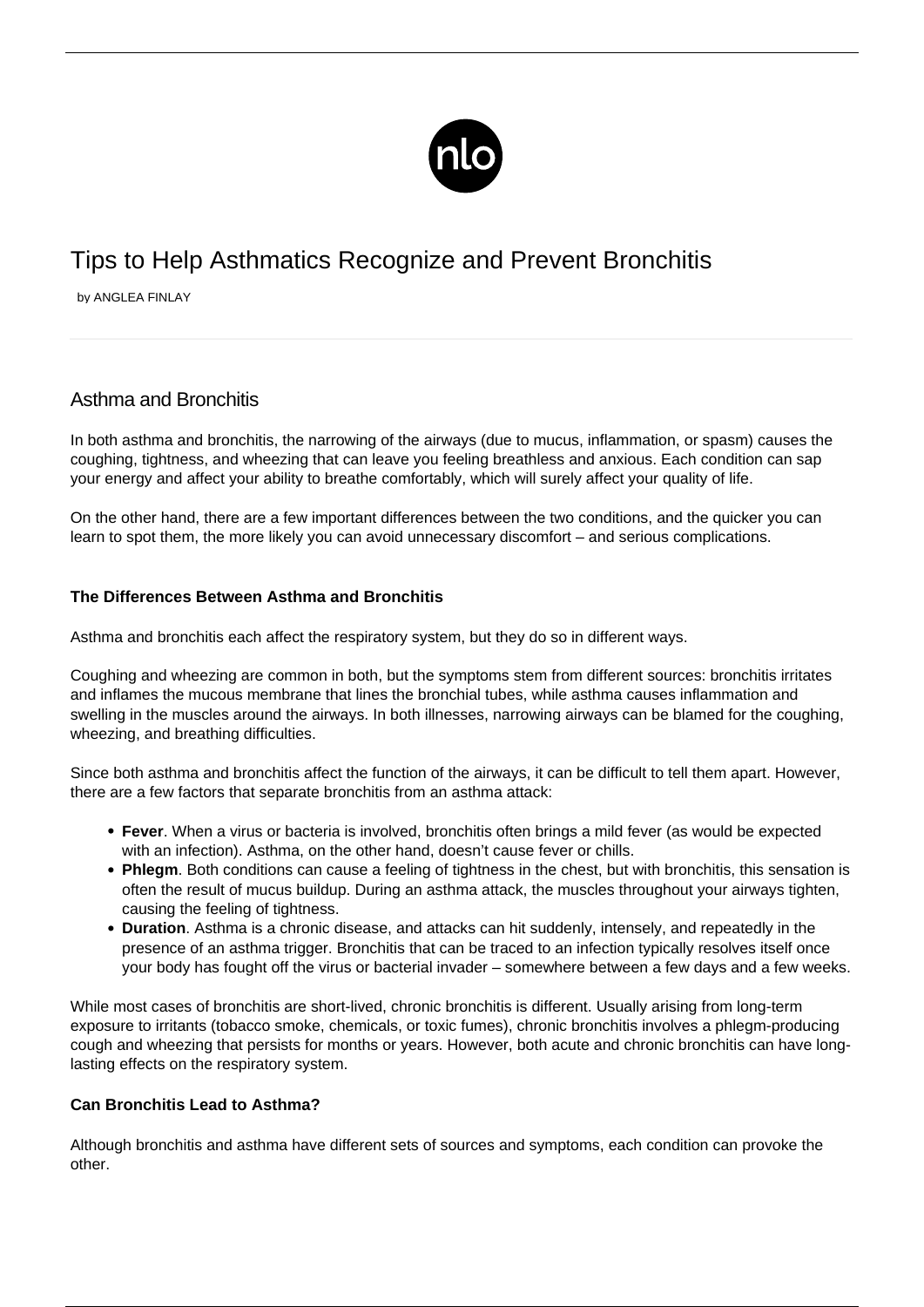# Tips to Help Asthmatics Recognize and Prevent Bronchitis

by ANGLEA FINLAY

## Asthma and Bronchitis

In both asthma and bronchitis, the narrowing of the airways (due to mucus, inflammation, or spasm) causes the coughing, tightness, and wheezing that can leave you feeling breathless and anxious. Each condition can sap your energy and affect your ability to breathe comfortably, which will surely affect your quality of life.

On the other hand, there are a few important differences between the two conditions, and the quicker you can learn to spot them, the more likely you can avoid unnecessary discomfort – and serious complications.

### The Differences Between Asthma and Bronchitis

Asthma and bronchitis each affect the respiratory system, but they do so in different ways.

Coughing and wheezing are common in both, but the symptoms stem from different sources: bronchitis irritates and inflames the mucous membrane that lines the bronchial tubes, while asthma causes inflammation and swelling in the muscles around the airways. In both illnesses, narrowing airways can be blamed for the coughing, wheezing, and breathing difficulties.

Since both asthma and bronchitis affect the function of the airways, it can be difficult to tell them apart. However, there are a few factors that separate bronchitis from an asthma attack:

- **Fever**. When a virus or bacteria is involved, bronchitis often brings a mild fever (as would be expected with an infection). Asthma, on the other hand, doesn't cause fever or chills.
- **Phlegm**. Both conditions can cause a feeling of tightness in the chest, but with bronchitis, this sensation is often the result of mucus buildup. During an asthma attack, the muscles throughout your airways tighten, causing the feeling of tightness.
- **Duration**. Asthma is a chronic disease, and attacks can hit suddenly, intensely, and repeatedly in the presence of an asthma trigger. Bronchitis that can be traced to an infection typically resolves itself once your body has fought off the virus or bacterial invader – somewhere between a few days and a few weeks.

While most cases of bronchitis are short-lived, chronic bronchitis is different. Usually arising from long-term exposure to irritants (tobacco smoke, chemicals, or toxic fumes), chronic bronchitis involves a phlegm-producing cough and wheezing that persists for months or years. However, both acute and chronic bronchitis can have long-lasting effects on the respiratory system.

### Can Bronchitis Lead to Asthma?

Although bronchitis and asthma have different sets of sources and symptoms, each condition can provoke the other.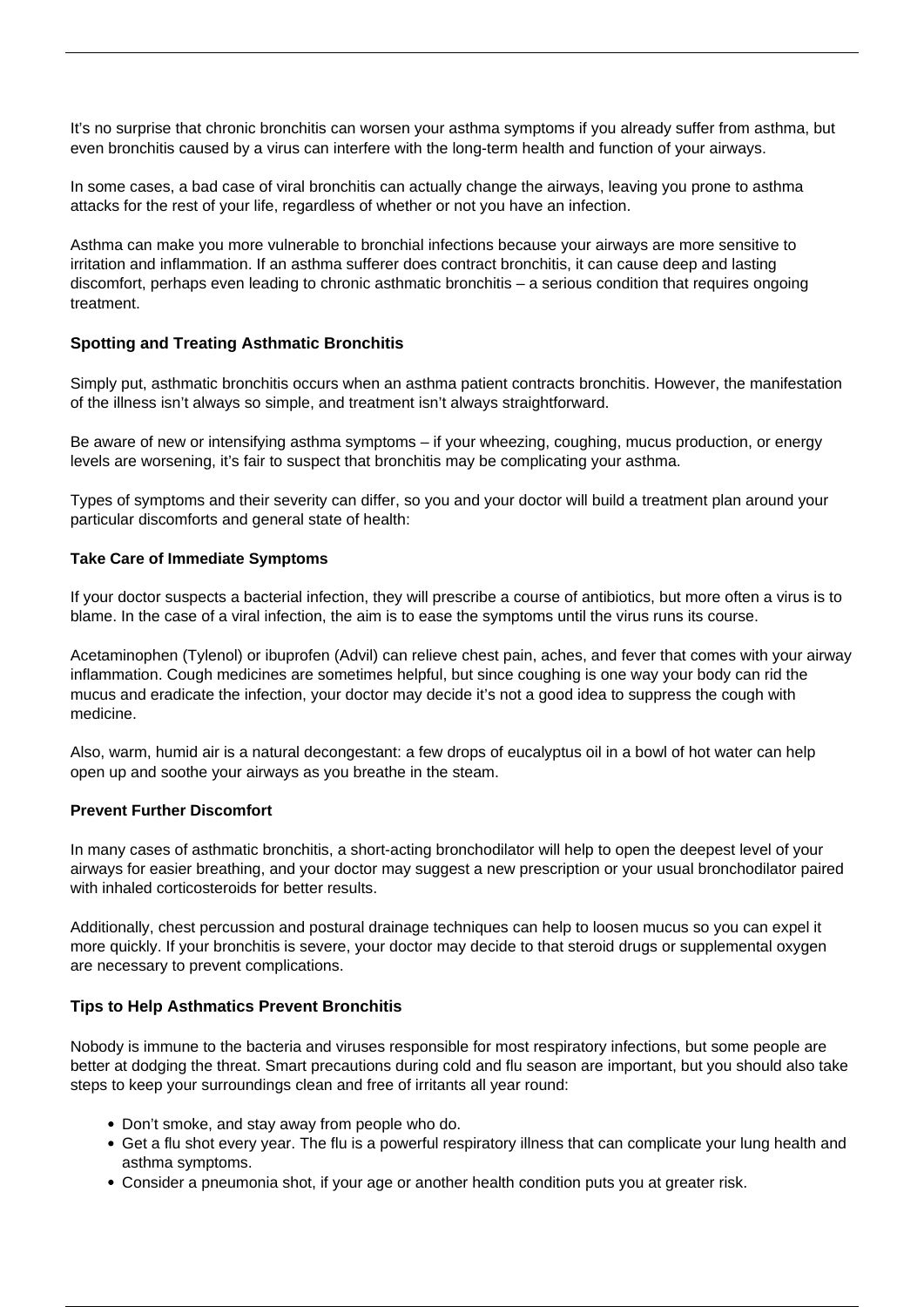It's no surprise that chronic bronchitis can worsen your asthma symptoms if you already suffer from asthma, but even bronchitis caused by a virus can interfere with the long-term health and function of your airways.

In some cases, a bad case of viral bronchitis can actually change the airways, leaving you prone to asthma attacks for the rest of your life, regardless of whether or not you have an infection.

Asthma can make you more vulnerable to bronchial infections because your airways are more sensitive to irritation and inflammation. If an asthma sufferer does contract bronchitis, it can cause deep and lasting discomfort, perhaps even leading to chronic asthmatic bronchitis – a serious condition that requires ongoing treatment.

### Spotting and Treating Asthmatic Bronchitis

Simply put, asthmatic bronchitis occurs when an asthma patient contracts bronchitis. However, the manifestation of the illness isn't always so simple, and treatment isn't always straightforward.

Be aware of new or intensifying asthma symptoms – if your wheezing, coughing, mucus production, or energy levels are worsening, it's fair to suspect that bronchitis may be complicating your asthma.

Types of symptoms and their severity can differ, so you and your doctor will build a treatment plan around your particular discomforts and general state of health:

#### Take Care of Immediate Symptoms

If your doctor suspects a bacterial infection, they will prescribe a course of antibiotics, but more often a virus is to blame. In the case of a viral infection, the aim is to ease the symptoms until the virus runs its course.

Acetaminophen (Tylenol) or ibuprofen (Advil) can relieve chest pain, aches, and fever that comes with your airway inflammation. Cough medicines are sometimes helpful, but since coughing is one way your body can rid the mucus and eradicate the infection, your doctor may decide it's not a good idea to suppress the cough with medicine.

Also, warm, humid air is a natural decongestant: a few drops of eucalyptus oil in a bowl of hot water can help open up and soothe your airways as you breathe in the steam.

#### Prevent Further Discomfort

In many cases of asthmatic bronchitis, a short-acting bronchodilator will help to open the deepest level of your airways for easier breathing, and your doctor may suggest a new prescription or your usual bronchodilator paired with inhaled corticosteroids for better results.

Additionally, chest percussion and postural drainage techniques can help to loosen mucus so you can expel it more quickly. If your bronchitis is severe, your doctor may decide to that steroid drugs or supplemental oxygen are necessary to prevent complications.

### Tips to Help Asthmatics Prevent Bronchitis

Nobody is immune to the bacteria and viruses responsible for most respiratory infections, but some people are better at dodging the threat. Smart precautions during cold and flu season are important, but you should also take steps to keep your surroundings clean and free of irritants all year round:

- Don't smoke, and stay away from people who do.
- Get a flu shot every year. The flu is a powerful respiratory illness that can complicate your lung health and asthma symptoms.
- Consider a pneumonia shot, if your age or another health condition puts you at greater risk.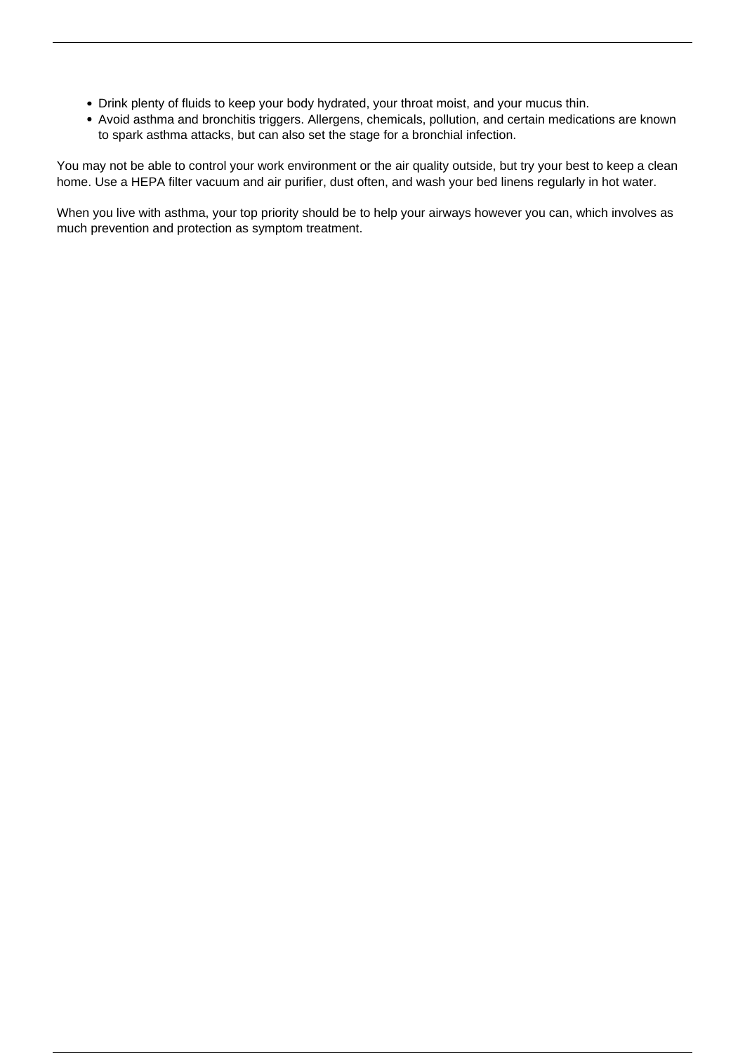- Drink plenty of fluids to keep your body hydrated, your throat moist, and your mucus thin.
- Avoid asthma and bronchitis triggers. Allergens, chemicals, pollution, and certain medications are known to spark asthma attacks, but can also set the stage for a bronchial infection.

You may not be able to control your work environment or the air quality outside, but try your best to keep a clean home. Use a HEPA filter vacuum and air purifier, dust often, and wash your bed linens regularly in hot water.

When you live with asthma, your top priority should be to help your airways however you can, which involves as much prevention and protection as symptom treatment.